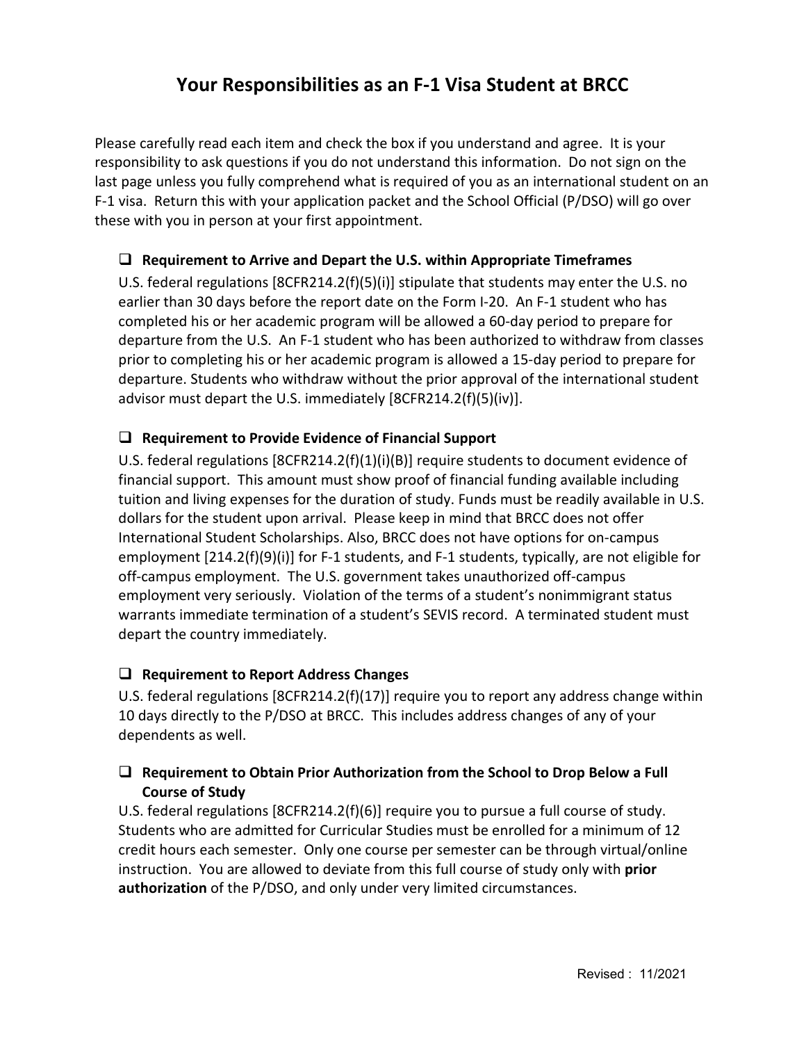# Your Responsibilities as an F-1 Visa Student at BRCC

Please carefully read each item and check the box if you understand and agree. It is your responsibility to ask questions if you do not understand this information. Do not sign on the last page unless you fully comprehend what is required of you as an international student on an F-1 visa. Return this with your application packet and the School Official (P/DSO) will go over these with you in person at your first appointment.

- ☐ **Requirement to Arrive and Depart the U.S. within Appropriate Timeframes**

  U.S. federal regulations [8CFR214.2(f)(5)(i)] stipulate that students may enter the U.S. no earlier than 30 days before the report date on the Form I-20. An F-1 student who has completed his or her academic program will be allowed a 60-day period to prepare for departure from the U.S. An F-1 student who has been authorized to withdraw from classes prior to completing his or her academic program is allowed a 15-day period to prepare for departure. Students who withdraw without the prior approval of the international student advisor must depart the U.S. immediately [8CFR214.2(f)(5)(iv)].

- ☐ **Requirement to Provide Evidence of Financial Support**

  U.S. federal regulations [8CFR214.2(f)(1)(i)(B)] require students to document evidence of financial support. This amount must show proof of financial funding available including tuition and living expenses for the duration of study. Funds must be readily available in U.S. dollars for the student upon arrival. Please keep in mind that BRCC does not offer International Student Scholarships. Also, BRCC does not have options for on-campus employment [214.2(f)(9)(i)] for F-1 students, and F-1 students, typically, are not eligible for off-campus employment. The U.S. government takes unauthorized off-campus employment very seriously. Violation of the terms of a student's nonimmigrant status warrants immediate termination of a student's SEVIS record. A terminated student must depart the country immediately.

- ☐ **Requirement to Report Address Changes**

  U.S. federal regulations [8CFR214.2(f)(17)] require you to report any address change within 10 days directly to the P/DSO at BRCC. This includes address changes of any of your dependents as well.

- ☐ **Requirement to Obtain Prior Authorization from the School to Drop Below a Full Course of Study**

  U.S. federal regulations [8CFR214.2(f)(6)] require you to pursue a full course of study. Students who are admitted for Curricular Studies must be enrolled for a minimum of 12 credit hours each semester. Only one course per semester can be through virtual/online instruction. You are allowed to deviate from this full course of study only with **prior authorization** of the P/DSO, and only under very limited circumstances.

Revised : 11/2021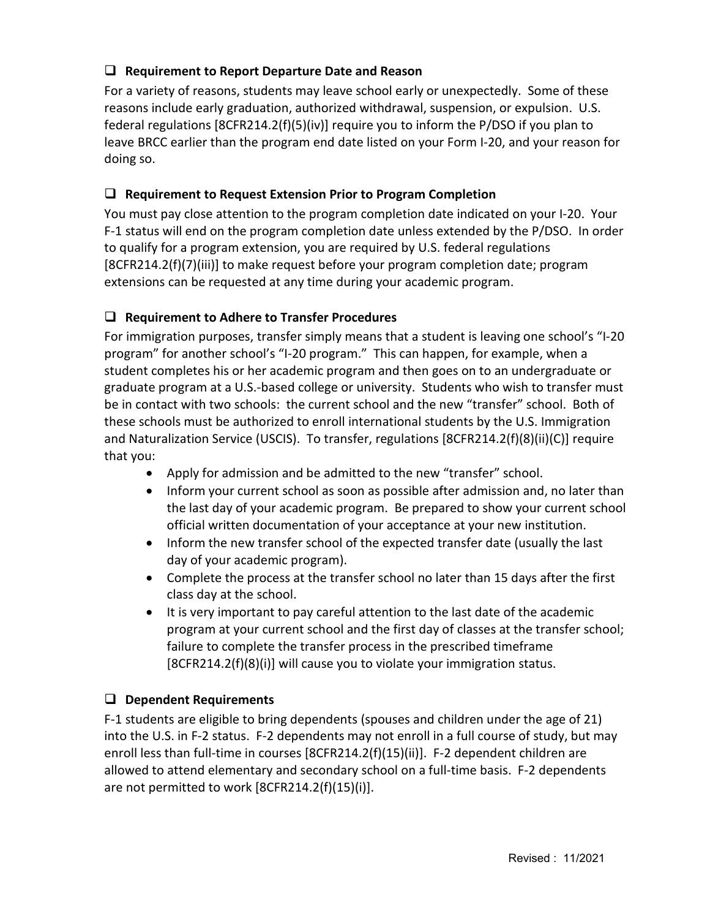- [ ] **Requirement to Report Departure Date and Reason**

For a variety of reasons, students may leave school early or unexpectedly. Some of these reasons include early graduation, authorized withdrawal, suspension, or expulsion. U.S. federal regulations [8CFR214.2(f)(5)(iv)] require you to inform the P/DSO if you plan to leave BRCC earlier than the program end date listed on your Form I-20, and your reason for doing so.

- [ ] **Requirement to Request Extension Prior to Program Completion**

You must pay close attention to the program completion date indicated on your I-20. Your F-1 status will end on the program completion date unless extended by the P/DSO. In order to qualify for a program extension, you are required by U.S. federal regulations [8CFR214.2(f)(7)(iii)] to make request before your program completion date; program extensions can be requested at any time during your academic program.

- [ ] **Requirement to Adhere to Transfer Procedures**

For immigration purposes, transfer simply means that a student is leaving one school's "I-20 program" for another school's "I-20 program." This can happen, for example, when a student completes his or her academic program and then goes on to an undergraduate or graduate program at a U.S.-based college or university. Students who wish to transfer must be in contact with two schools: the current school and the new "transfer" school. Both of these schools must be authorized to enroll international students by the U.S. Immigration and Naturalization Service (USCIS). To transfer, regulations [8CFR214.2(f)(8)(ii)(C)] require that you:

- Apply for admission and be admitted to the new "transfer" school.
- Inform your current school as soon as possible after admission and, no later than the last day of your academic program. Be prepared to show your current school official written documentation of your acceptance at your new institution.
- Inform the new transfer school of the expected transfer date (usually the last day of your academic program).
- Complete the process at the transfer school no later than 15 days after the first class day at the school.
- It is very important to pay careful attention to the last date of the academic program at your current school and the first day of classes at the transfer school; failure to complete the transfer process in the prescribed timeframe [8CFR214.2(f)(8)(i)] will cause you to violate your immigration status.

- [ ] **Dependent Requirements**

F-1 students are eligible to bring dependents (spouses and children under the age of 21) into the U.S. in F-2 status. F-2 dependents may not enroll in a full course of study, but may enroll less than full-time in courses [8CFR214.2(f)(15)(ii)]. F-2 dependent children are allowed to attend elementary and secondary school on a full-time basis. F-2 dependents are not permitted to work [8CFR214.2(f)(15)(i)].

Revised : 11/2021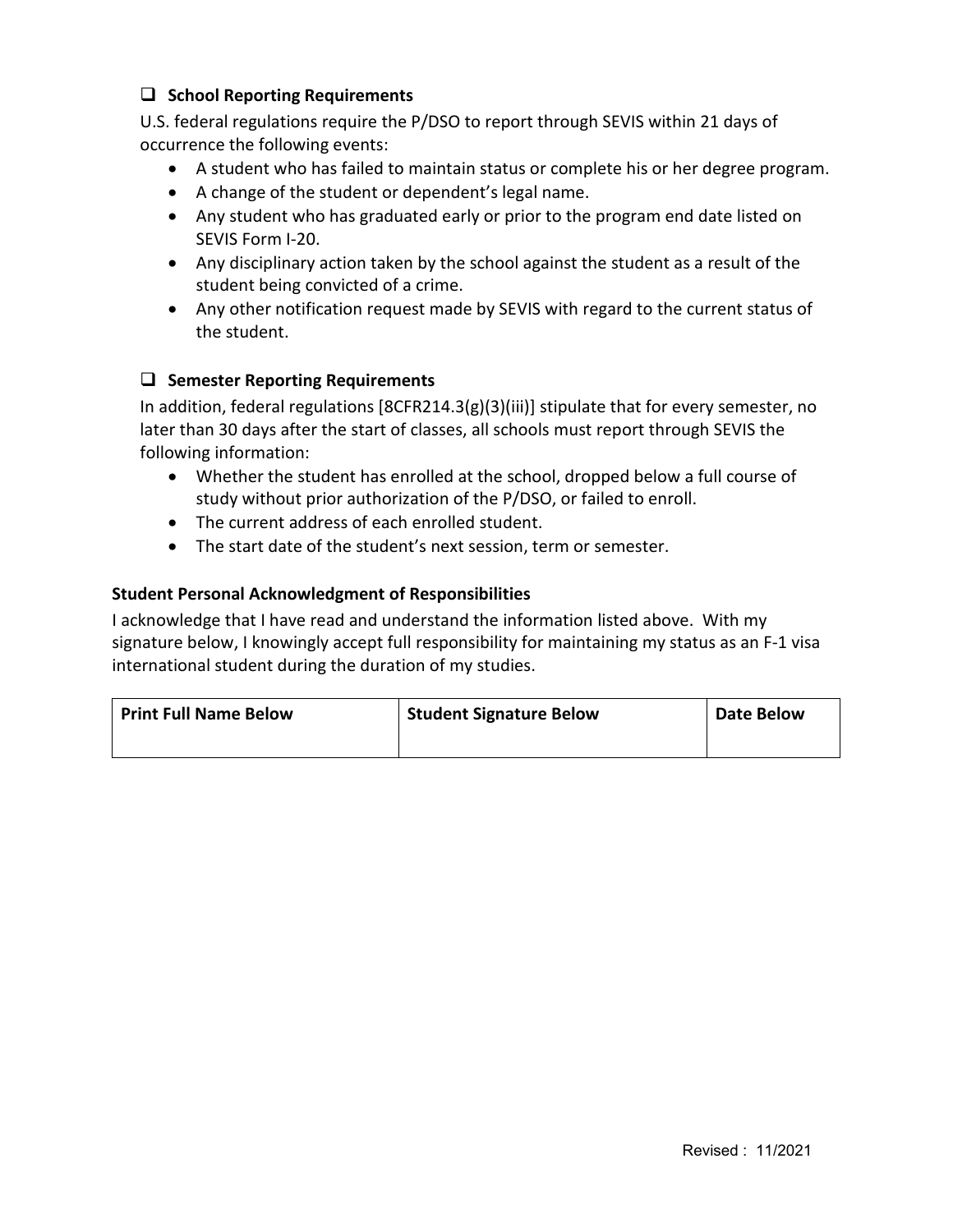- [ ] **School Reporting Requirements**

U.S. federal regulations require the P/DSO to report through SEVIS within 21 days of occurrence the following events:

- A student who has failed to maintain status or complete his or her degree program.
- A change of the student or dependent's legal name.
- Any student who has graduated early or prior to the program end date listed on SEVIS Form I-20.
- Any disciplinary action taken by the school against the student as a result of the student being convicted of a crime.
- Any other notification request made by SEVIS with regard to the current status of the student.

- [ ] **Semester Reporting Requirements**

In addition, federal regulations [8CFR214.3(g)(3)(iii)] stipulate that for every semester, no later than 30 days after the start of classes, all schools must report through SEVIS the following information:

- Whether the student has enrolled at the school, dropped below a full course of study without prior authorization of the P/DSO, or failed to enroll.
- The current address of each enrolled student.
- The start date of the student's next session, term or semester.

**Student Personal Acknowledgment of Responsibilities**

I acknowledge that I have read and understand the information listed above. With my signature below, I knowingly accept full responsibility for maintaining my status as an F-1 visa international student during the duration of my studies.

| Print Full Name Below | Student Signature Below | Date Below |
|---|---|---|
| | | |

Revised : 11/2021